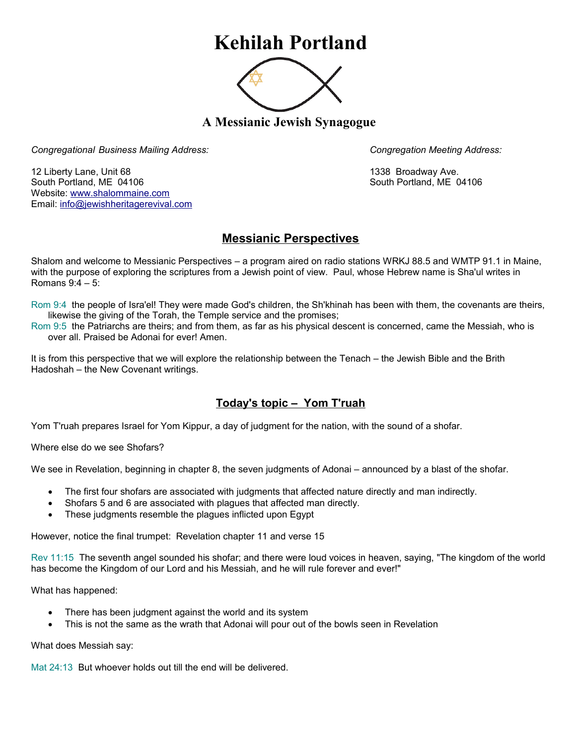# Kehilah Portland

### A Messianic Jewish Synagogue

*Congregational Business Mailing Address:*

12 Liberty Lane, Unit 68
South Portland, ME 04106
Website: www.shalommaine.com
Email: info@jewishheritagerevival.com

*Congregation Meeting Address:*

1338 Broadway Ave.
South Portland, ME 04106

## Messianic Perspectives

Shalom and welcome to Messianic Perspectives – a program aired on radio stations WRKJ 88.5 and WMTP 91.1 in Maine, with the purpose of exploring the scriptures from a Jewish point of view. Paul, whose Hebrew name is Sha'ul writes in Romans 9:4 – 5:

Rom 9:4 the people of Isra'el! They were made God's children, the Sh'khinah has been with them, the covenants are theirs, likewise the giving of the Torah, the Temple service and the promises;
Rom 9:5 the Patriarchs are theirs; and from them, as far as his physical descent is concerned, came the Messiah, who is over all. Praised be Adonai for ever! Amen.

It is from this perspective that we will explore the relationship between the Tenach – the Jewish Bible and the Brith Hadoshah – the New Covenant writings.

## Today's topic – Yom T'ruah

Yom T'ruah prepares Israel for Yom Kippur, a day of judgment for the nation, with the sound of a shofar.

Where else do we see Shofars?

We see in Revelation, beginning in chapter 8, the seven judgments of Adonai – announced by a blast of the shofar.

- The first four shofars are associated with judgments that affected nature directly and man indirectly.
- Shofars 5 and 6 are associated with plagues that affected man directly.
- These judgments resemble the plagues inflicted upon Egypt

However, notice the final trumpet: Revelation chapter 11 and verse 15

Rev 11:15 The seventh angel sounded his shofar; and there were loud voices in heaven, saying, "The kingdom of the world has become the Kingdom of our Lord and his Messiah, and he will rule forever and ever!"

What has happened:

- There has been judgment against the world and its system
- This is not the same as the wrath that Adonai will pour out of the bowls seen in Revelation

What does Messiah say:

Mat 24:13 But whoever holds out till the end will be delivered.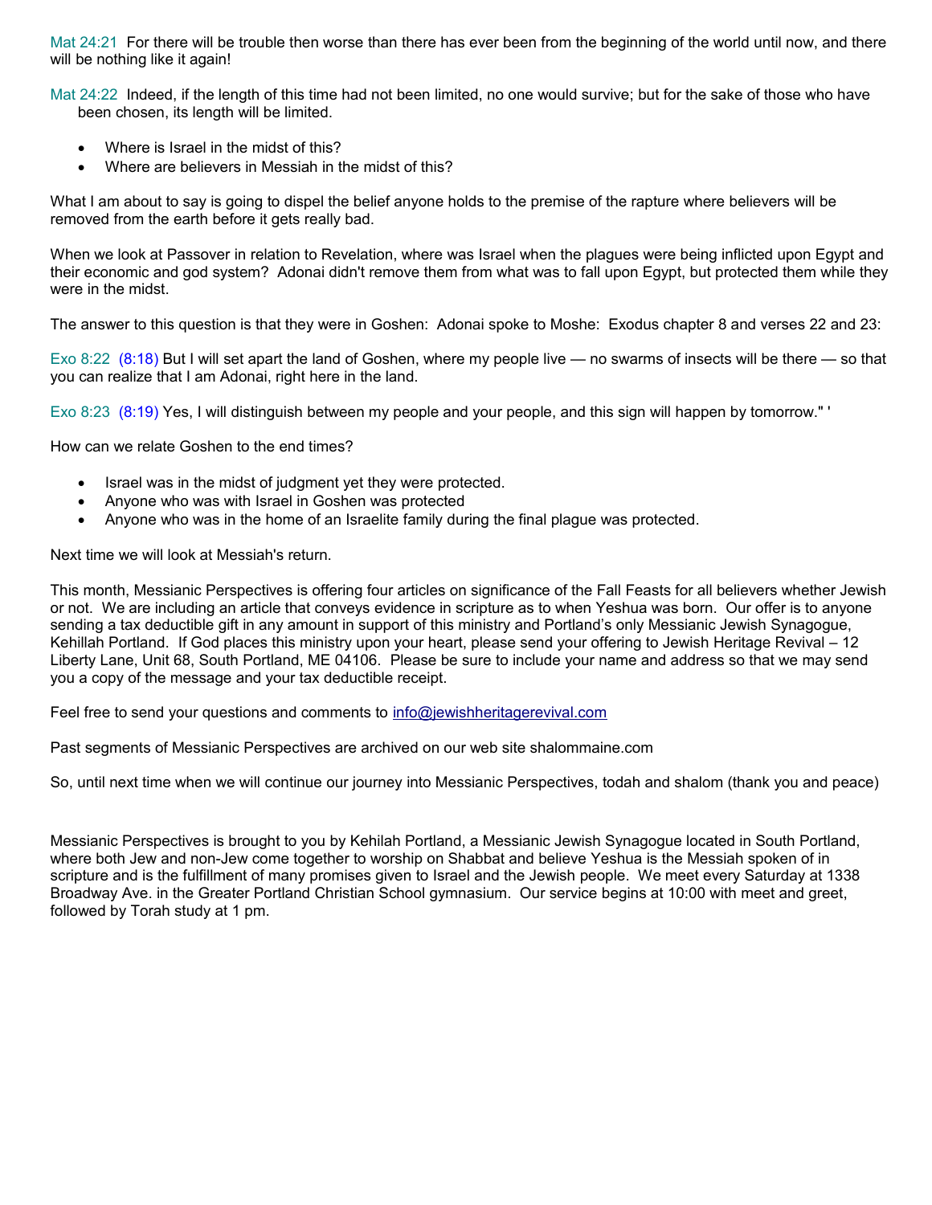Mat 24:21 For there will be trouble then worse than there has ever been from the beginning of the world until now, and there will be nothing like it again!

Mat 24:22 Indeed, if the length of this time had not been limited, no one would survive; but for the sake of those who have been chosen, its length will be limited.

- Where is Israel in the midst of this?
- Where are believers in Messiah in the midst of this?

What I am about to say is going to dispel the belief anyone holds to the premise of the rapture where believers will be removed from the earth before it gets really bad.

When we look at Passover in relation to Revelation, where was Israel when the plagues were being inflicted upon Egypt and their economic and god system? Adonai didn't remove them from what was to fall upon Egypt, but protected them while they were in the midst.

The answer to this question is that they were in Goshen: Adonai spoke to Moshe: Exodus chapter 8 and verses 22 and 23:

Exo 8:22 (8:18) But I will set apart the land of Goshen, where my people live — no swarms of insects will be there — so that you can realize that I am Adonai, right here in the land.

Exo 8:23 (8:19) Yes, I will distinguish between my people and your people, and this sign will happen by tomorrow." '

How can we relate Goshen to the end times?

- Israel was in the midst of judgment yet they were protected.
- Anyone who was with Israel in Goshen was protected
- Anyone who was in the home of an Israelite family during the final plague was protected.

Next time we will look at Messiah's return.

This month, Messianic Perspectives is offering four articles on significance of the Fall Feasts for all believers whether Jewish or not. We are including an article that conveys evidence in scripture as to when Yeshua was born. Our offer is to anyone sending a tax deductible gift in any amount in support of this ministry and Portland's only Messianic Jewish Synagogue, Kehillah Portland. If God places this ministry upon your heart, please send your offering to Jewish Heritage Revival – 12 Liberty Lane, Unit 68, South Portland, ME 04106. Please be sure to include your name and address so that we may send you a copy of the message and your tax deductible receipt.

Feel free to send your questions and comments to info@jewishheritagerevival.com

Past segments of Messianic Perspectives are archived on our web site shalommaine.com

So, until next time when we will continue our journey into Messianic Perspectives, todah and shalom (thank you and peace)

Messianic Perspectives is brought to you by Kehilah Portland, a Messianic Jewish Synagogue located in South Portland, where both Jew and non-Jew come together to worship on Shabbat and believe Yeshua is the Messiah spoken of in scripture and is the fulfillment of many promises given to Israel and the Jewish people. We meet every Saturday at 1338 Broadway Ave. in the Greater Portland Christian School gymnasium. Our service begins at 10:00 with meet and greet, followed by Torah study at 1 pm.